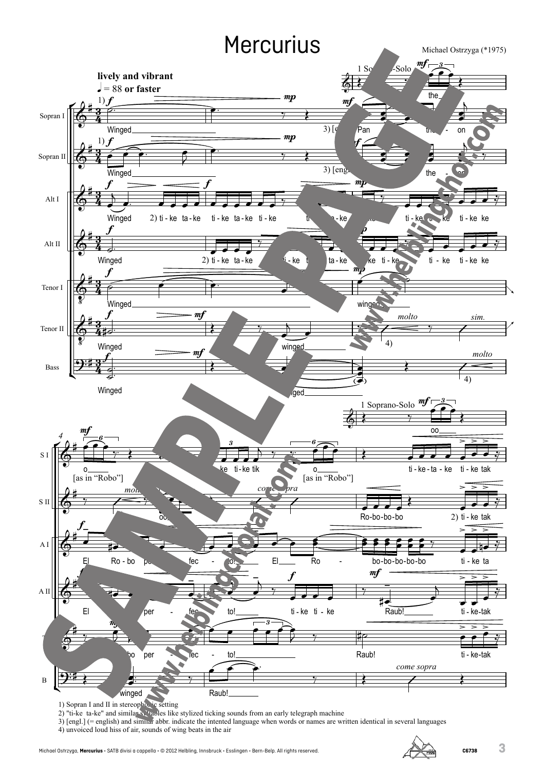# Mercurius

Michael Ostrzyga (*1975)

1) Sopran I and II in stereophonic setting
2) "ti-ke ta-ke" and similar syllables like stylized ticking sounds from an early telegraph machine
3) [engl.] (= english) and similar abbr. indicate the intented language when words or names are written identical in several languages
4) unvoiced loud hiss of air, sounds of wing beats in the air

Michael Ostrzyga, **Mercurius** · SATB divisi a cappella · © 2012 Helbling, Innsbruck · Esslingen · Bern-Belp. All rights reserved.

C6738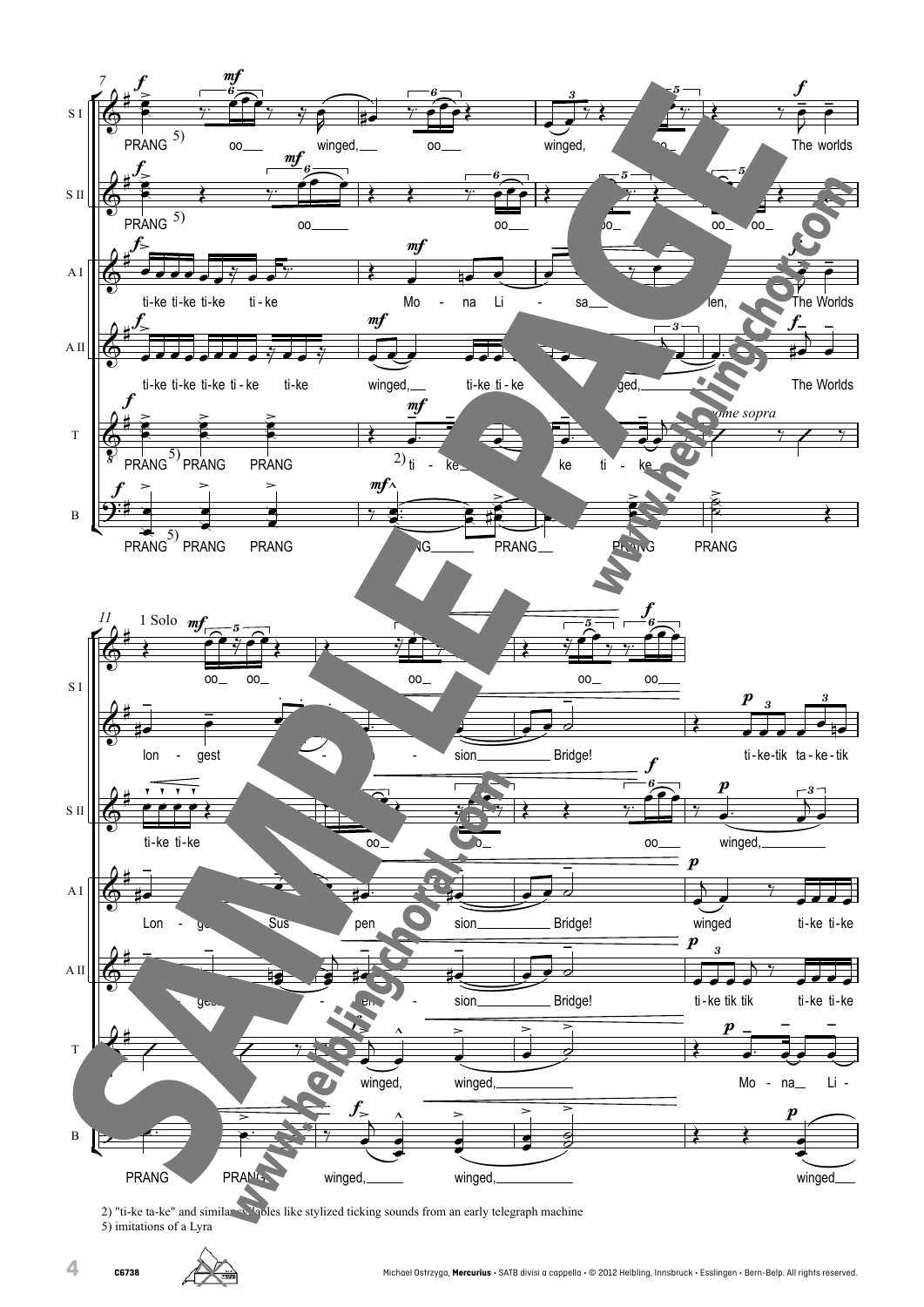2) "ti-ke ta-ke" and similar syllables like stylized ticking sounds from an early telegraph machine

5) imitations of a Lyra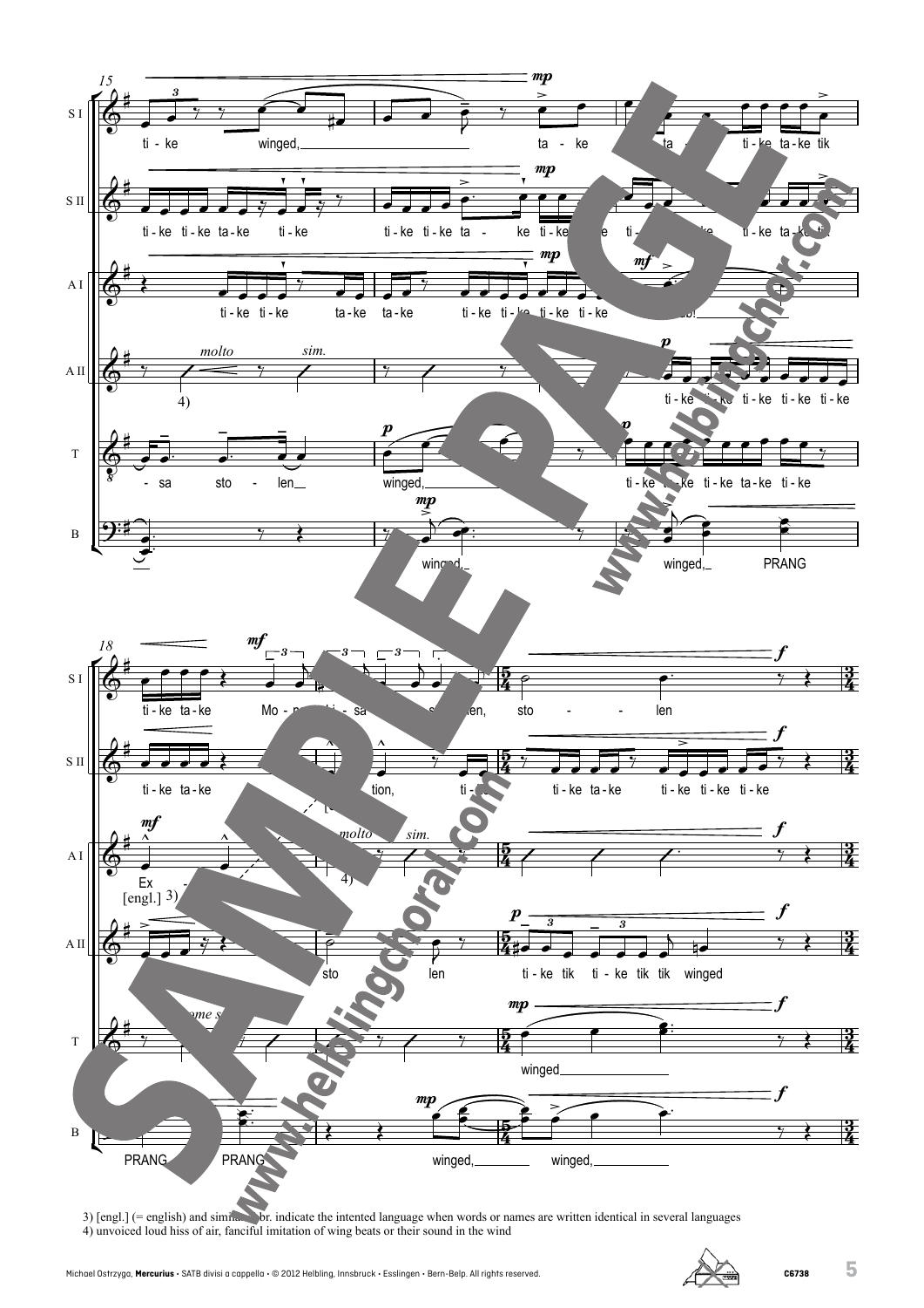3) [engl.] (= english) and similar abbr. indicate the intented language when words or names are written identical in several languages
4) unvoiced loud hiss of air, fanciful imitation of wing beats or their sound in the wind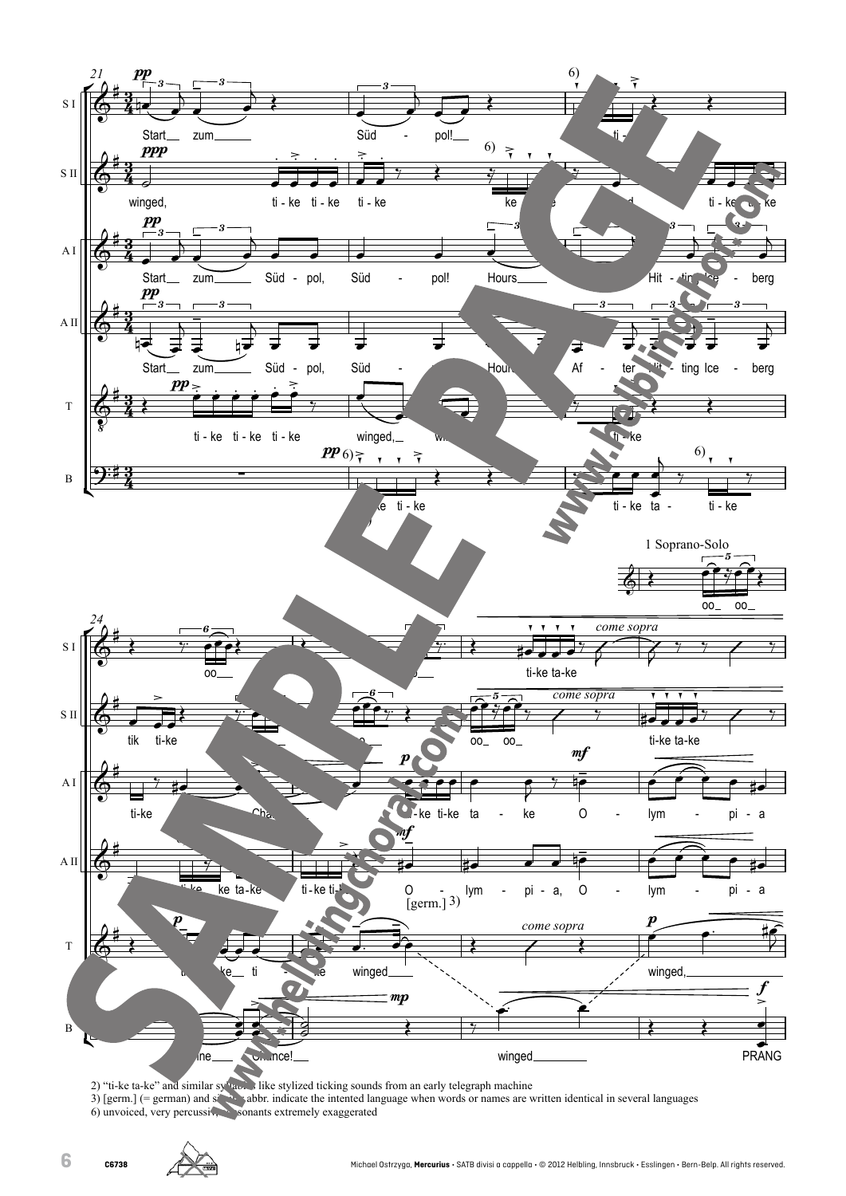2) "ti-ke ta-ke" and similar syllables like stylized ticking sounds from an early telegraph machine

3) [germ.] (= german) and similar abbr. indicate the intented language when words or names are written identical in several languages

6) unvoiced, very percussive, consonants extremely exaggerated

C6738

Michael Ostrzyga, **Mercurius** • SATB divisi a cappella • © 2012 Helbling, Innsbruck • Esslingen • Bern-Belp. All rights reserved.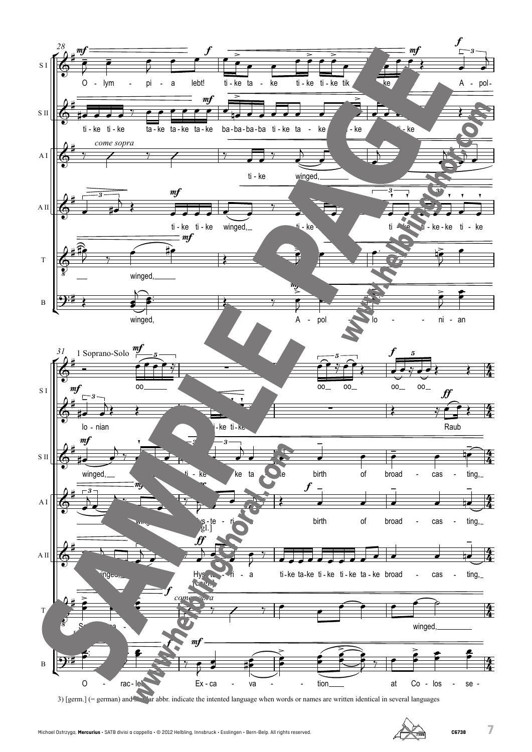3) [germ.] (= german) and similar abbr. indicate the intented language when words or names are written identical in several languages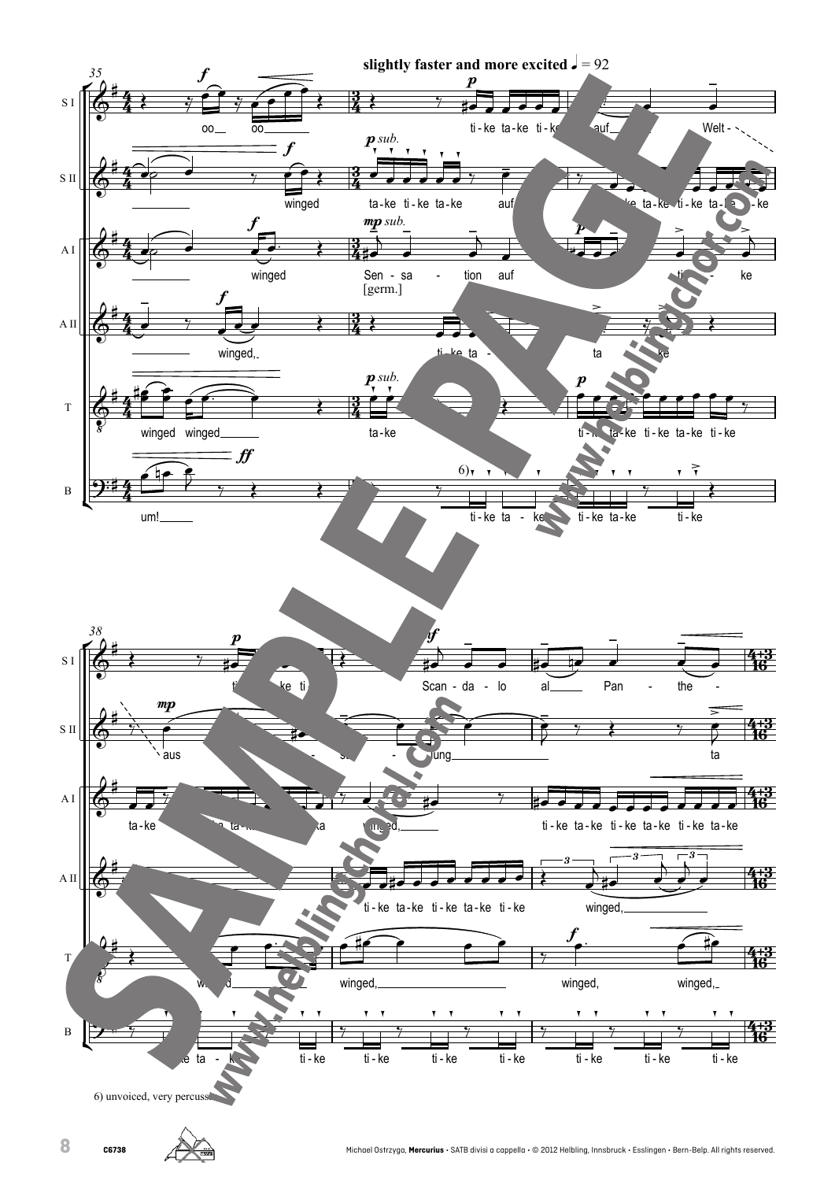**slightly faster and more excited** ♩ = 92

6) unvoiced, very percuss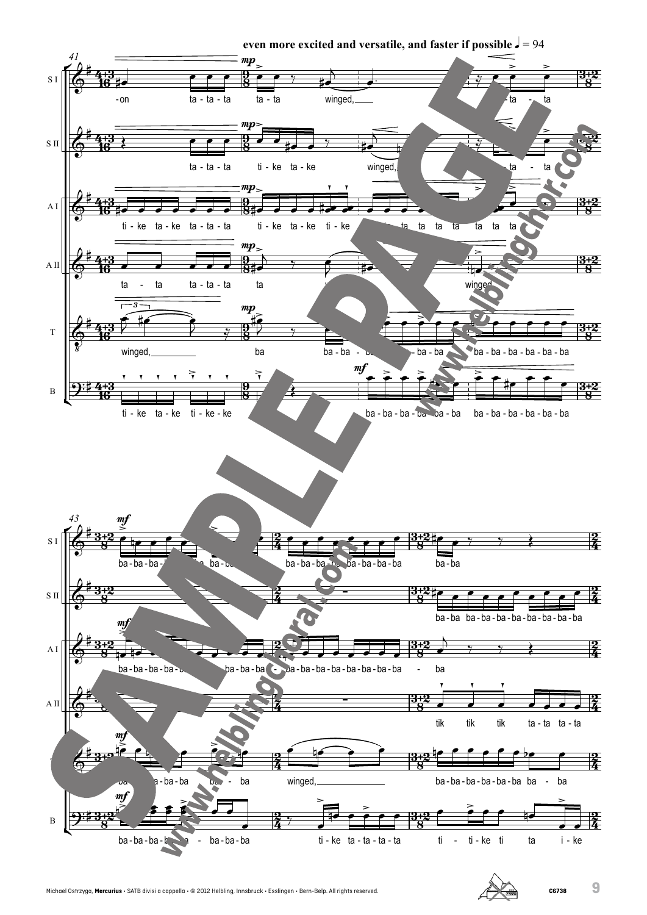**even more excited and versatile, and faster if possible** ♩ = 94

41

S I: -on ta - ta - ta ta - ta winged, ta - ta - ta

S II: ta - ta - ta ti - ke ta - ke winged, ta - ta

A I: ti - ke ta - ke ta - ta - ta ti - ke ta - ke ti - ke ta ta ta ta ta ta ta

A II: ta - ta ta - ta - ta ta winged

T: winged, ba ba - ba - ba - ba - ba ba - ba - ba - ba - ba - ba - ba

B: ti - ke ta - ke ti - ke - ke ba - ba - ba - ba - ba - ba ba - ba - ba - ba - ba - ba - ba

43

S I: ba - ba - ba - ba - ba ba - ba ba - ba - ba - ba - ba - ba - ba - ba ba - ba

S II: ba - ba ba - ba - ba - ba - ba - ba - ba - ba - ba

A I: ba - ba - ba - ba - ba ba - ba - ba - ba - ba - ba - ba - ba - ba - ba - ba ba

A II: tik tik tik ta - ta ta - ta

T: ba - ba - ba - ba ba - ba winged, ba - ba - ba - ba - ba - ba ba - ba

B: ba - ba - ba - ba - ba ba - ba - ba ti - ke ta - ta - ta - ta ti - ti - ke ti ta i - ke

Michael Ostrzyga, **Mercurius** · SATB divisi a cappella · © 2012 Helbling, Innsbruck · Esslingen · Bern-Belp. All rights reserved. C6738

SAMPLE PAGE www.helblingchoral.com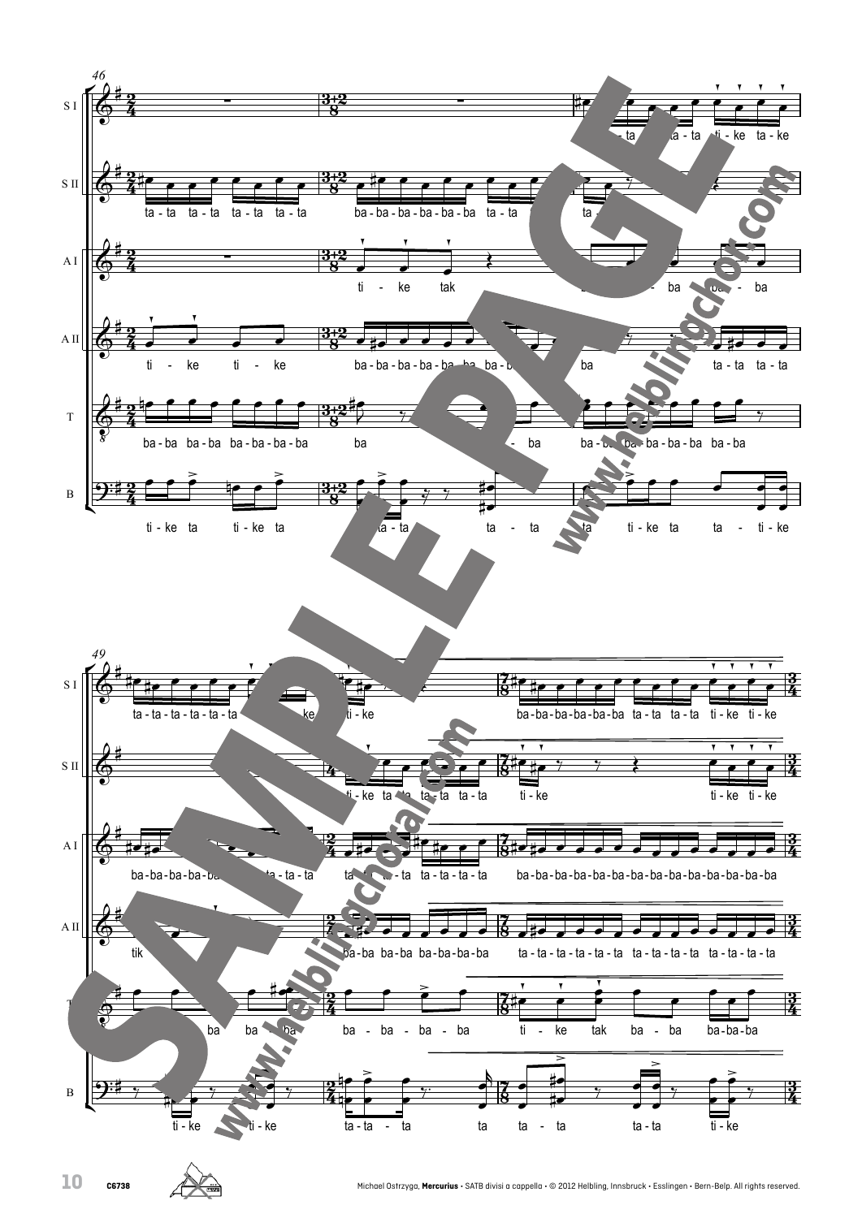46

S I

ta - ta ta - ta ti - ke ta - ke

S II

ta - ta ta - ta ta - ta ta - ta ba - ba - ba - ba - ba - ba ta - ta ta

A I

ti - ke tak ba ba - ba

A II

ti - ke ti - ke ba - ba - ba - ba - ba - ba - ba ba ta - ta ta - ta

T

ba - ba ba - ba ba - ba - ba - ba ba ba ba - ba - ba - ba - ba ba - ba

B

ti - ke ta ti - ke ta ta - ta ta - ta ta ti - ke ta ta - ti - ke

49

S I

ta - ta - ta - ta - ta - ta ke ti - ke ba - ba - ba - ba - ba - ba ta - ta ta - ta ti - ke ti - ke

S II

ti - ke ta ta ta - ta ta - ta ti - ke ti - ke ti - ke

A I

ba - ba - ba - ba - ba ta - ta - ta ta ta ta - ta - ta - ta ba - ba - ba - ba - ba - ba - ba - ba - ba - ba - ba - ba - ba - ba - ba

A II

tik ba - ba ba - ba ba - ba - ba - ba ta - ta - ta - ta - ta - ta ta - ta - ta - ta ta - ta - ta - ta

T

ba ba ba ba - ba - ba - ba ti - ke tak ba - ba ba - ba - ba

B

ti - ke ti - ke ta - ta - ta ta ta - ta ta - ta ti - ke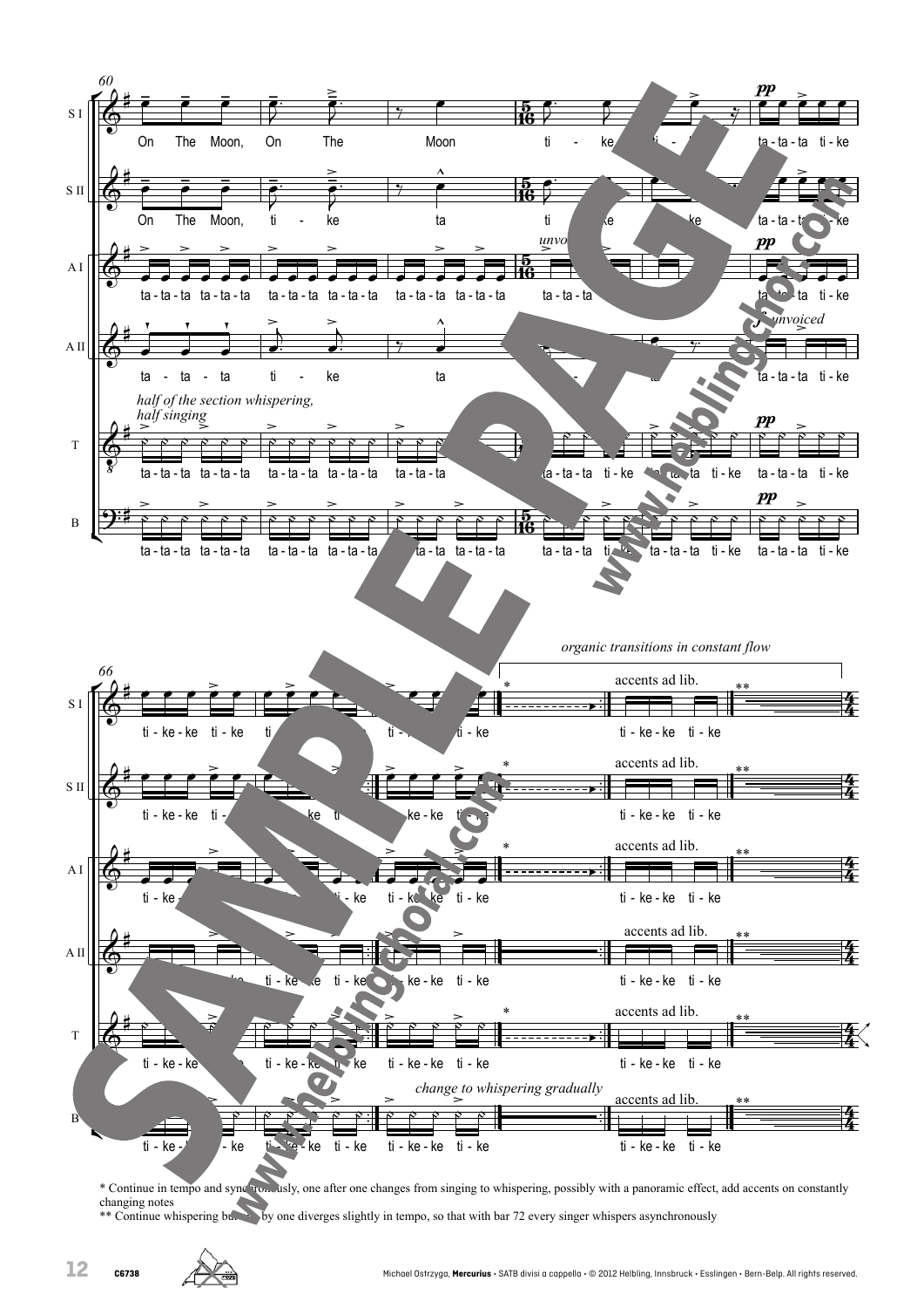\* Continue in tempo and synchronously, one after one changes from singing to whispering, possibly with a panoramic effect, add accents on constantly changing notes

\*\* Continue whispering but one by one diverges slightly in tempo, so that with bar 72 every singer whispers asynchronously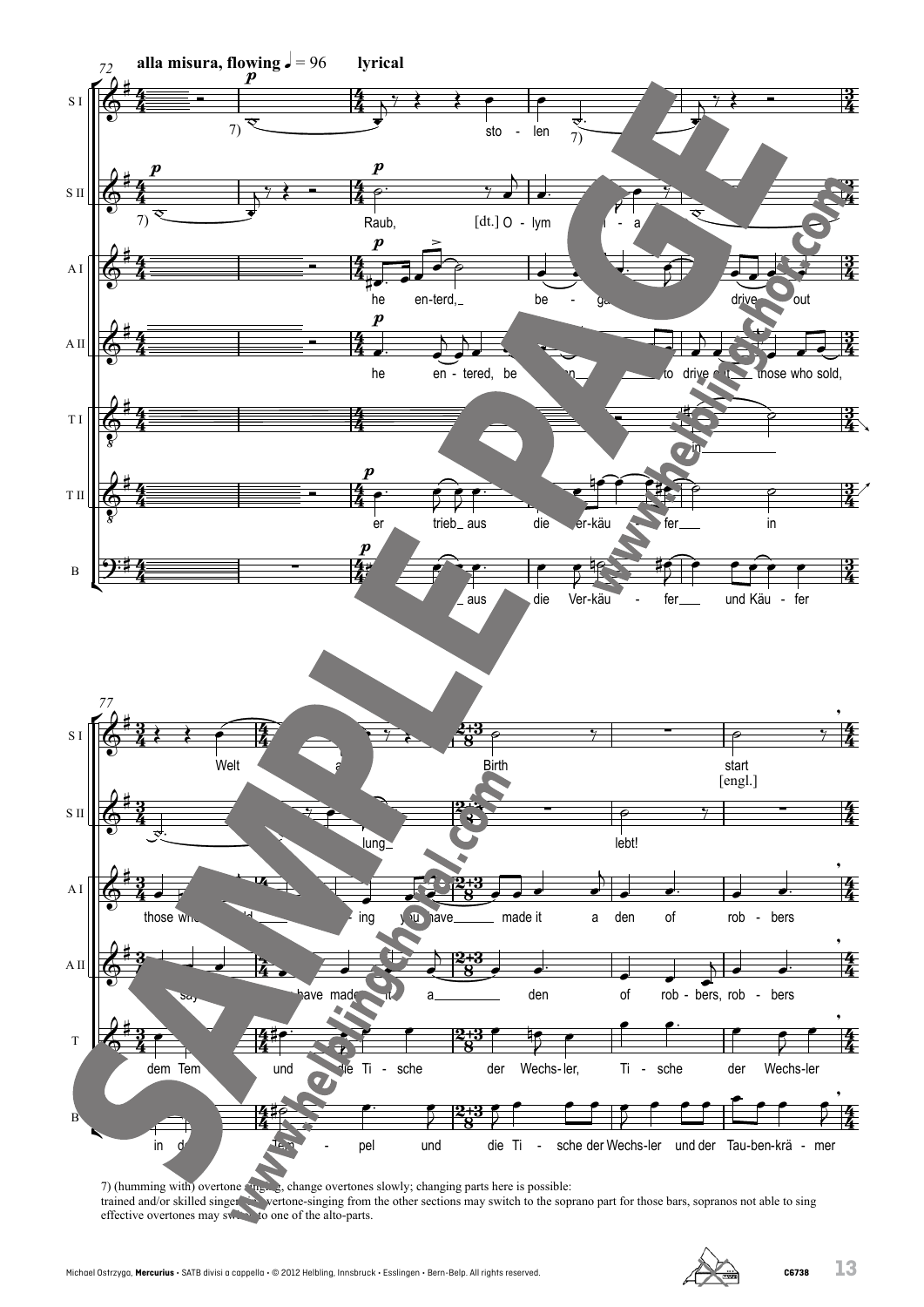7) (humming with) overtone singing, change overtones slowly; changing parts here is possible:
trained and/or skilled singers in overtone-singing from the other sections may switch to the soprano part for those bars, sopranos not able to sing effective overtones may switch to one of the alto-parts.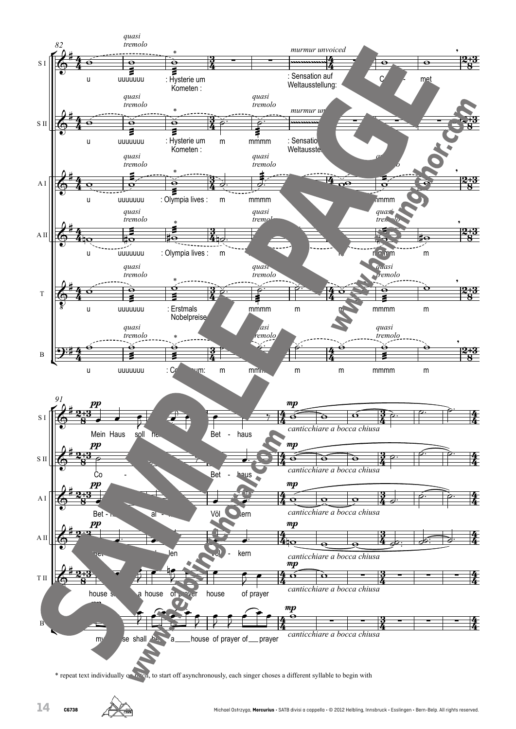* repeat text individually on pitch, to start off asynchronously, each singer choses a different syllable to begin with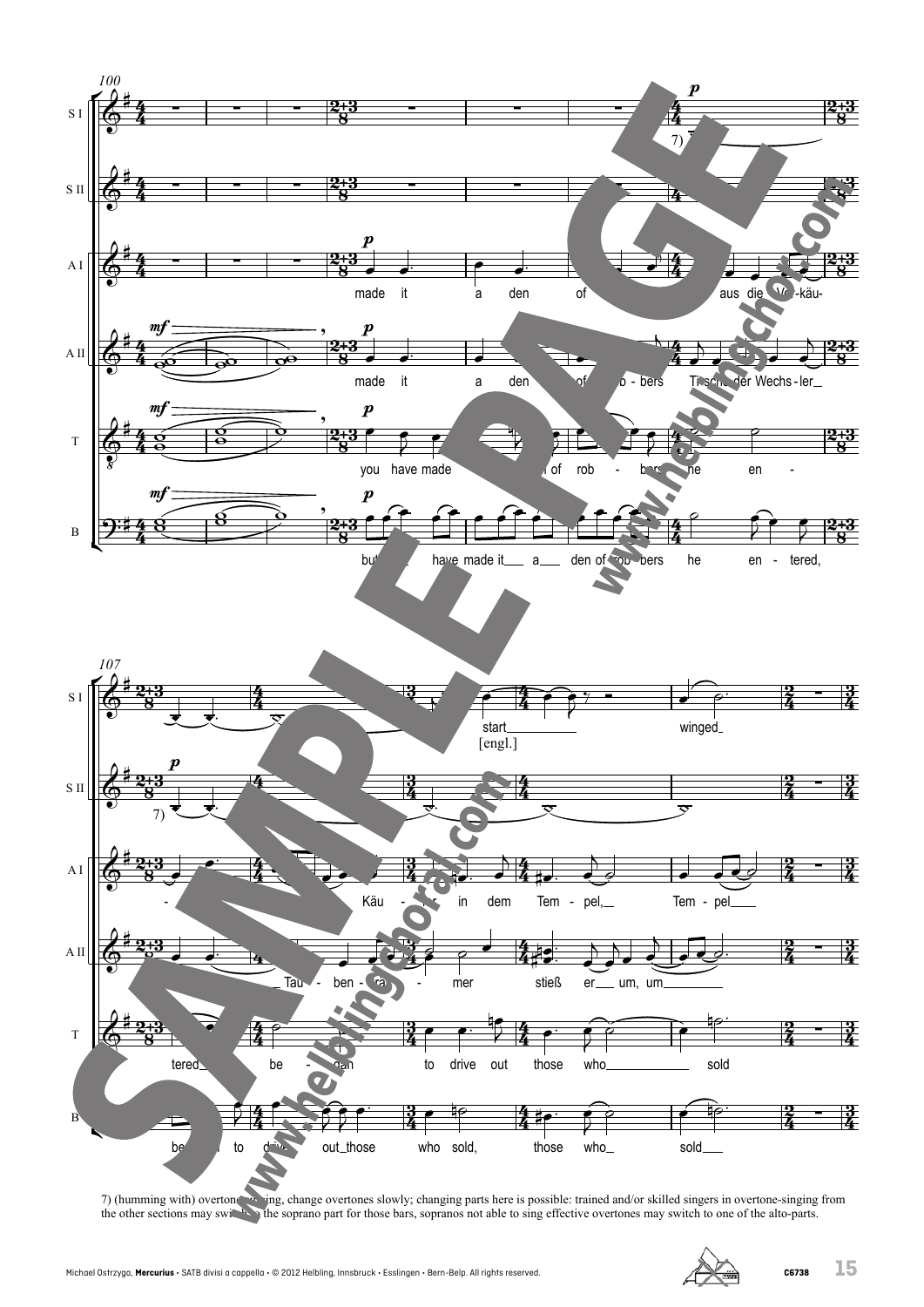7) (humming with) overtone-singing, change overtones slowly; changing parts here is possible: trained and/or skilled singers in overtone-singing from the other sections may switch to the soprano part for those bars, sopranos not able to sing effective overtones may switch to one of the alto-parts.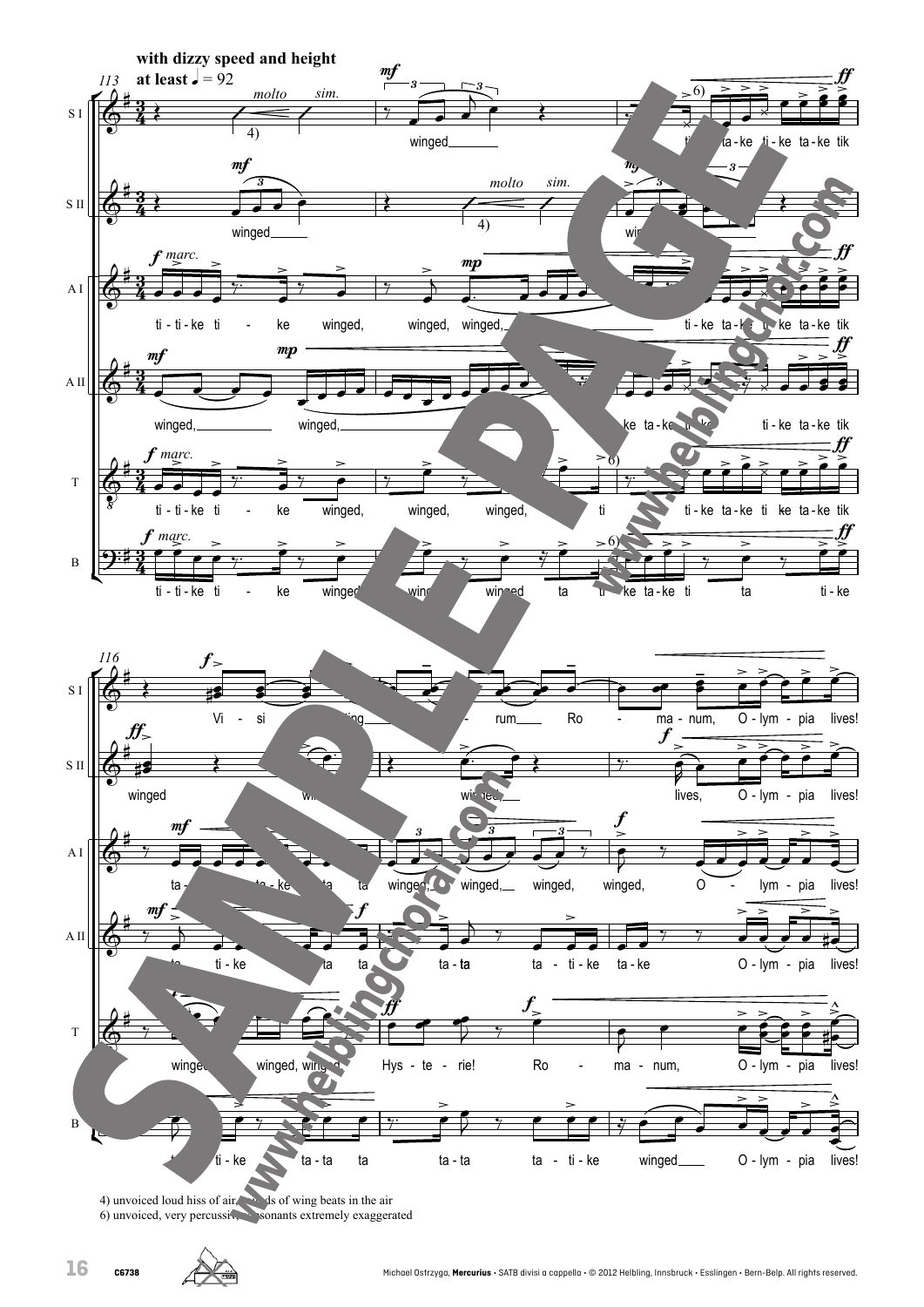**with dizzy speed and height at least** ♩ = 92

4) unvoiced loud hiss of air, sounds of wing beats in the air
6) unvoiced, very percussive, consonants extremely exaggerated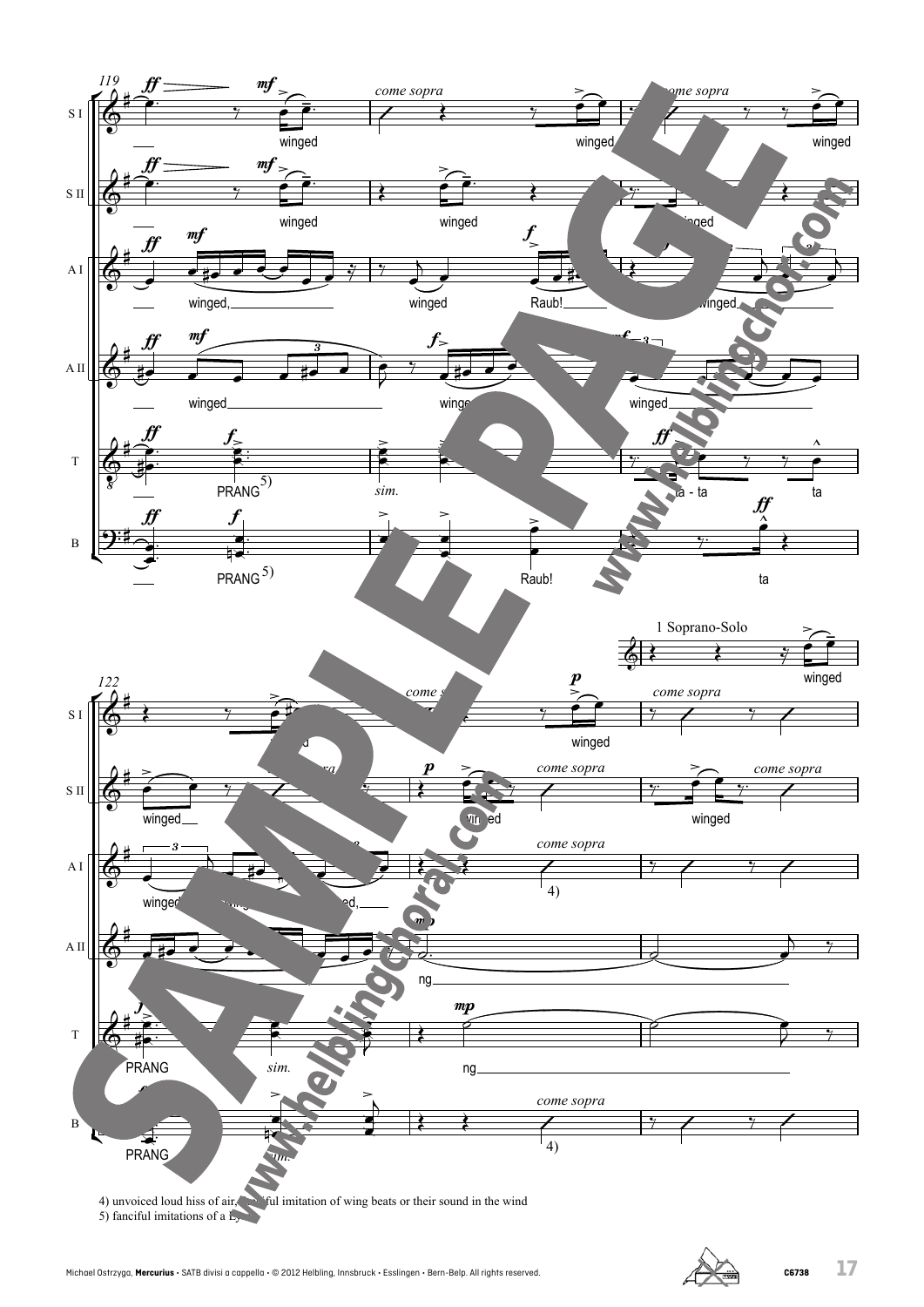4) unvoiced loud hiss of air, fanciful imitation of wing beats or their sound in the wind
5) fanciful imitations of a Ly...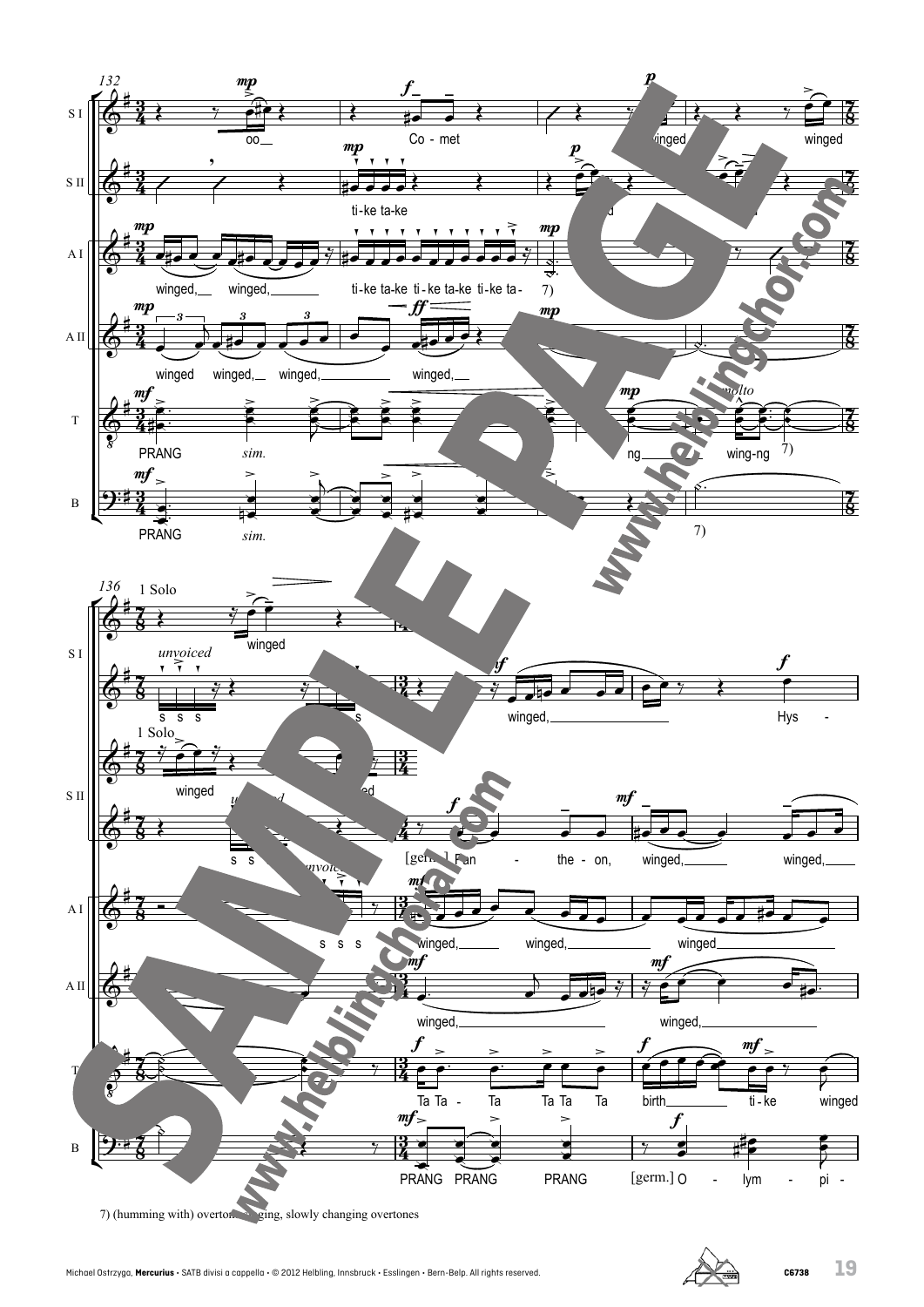7) (humming with) overtone singing, slowly changing overtones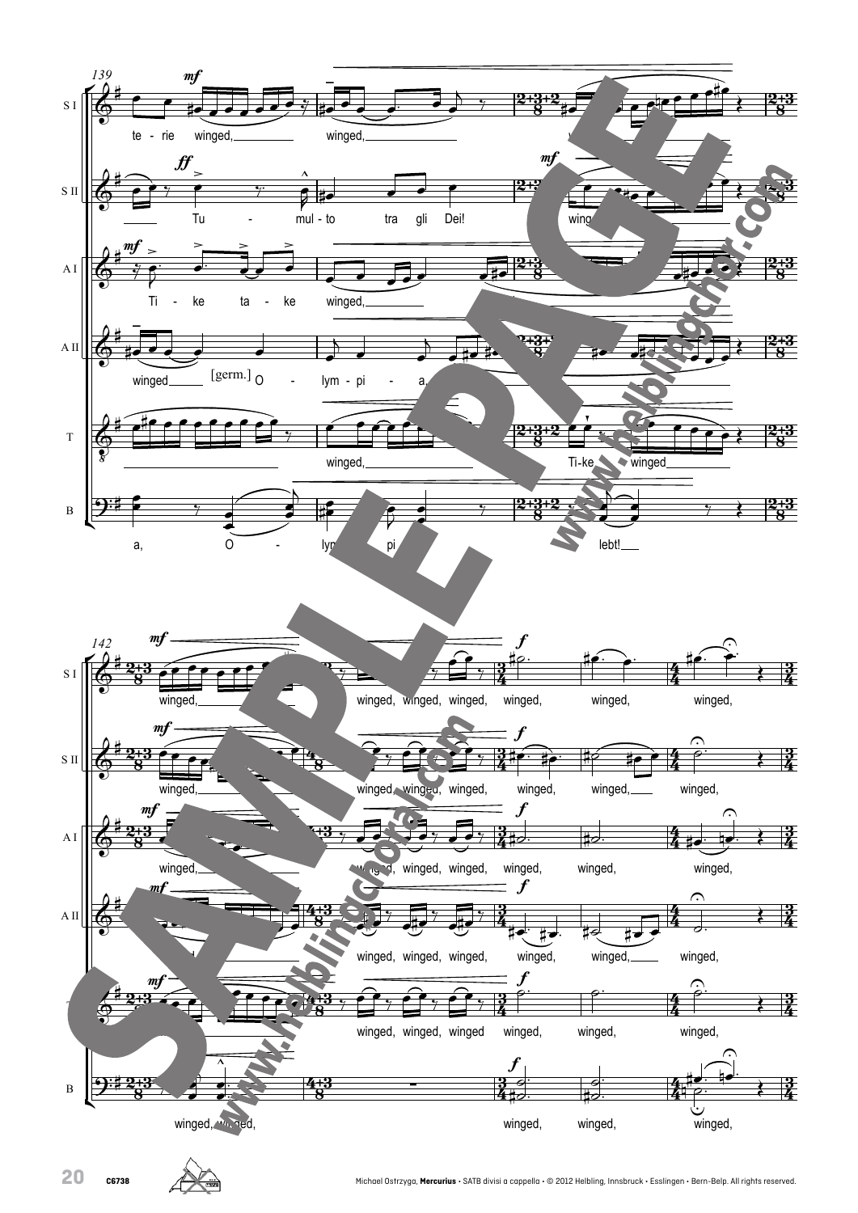139

S I: te - rie winged, winged,

S II: Tu - mul - to tra gli Dei! winged,

A I: Ti - ke ta - ke winged,

A II: winged [germ.] O - lym - pi - a,

T: winged, Ti-ke winged

B: a, O - lym - pi - lebt!

142

S I: winged, winged, winged, winged, winged, winged, winged,

S II: winged, winged, winged, winged, winged, winged, winged,

A I: winged, winged, winged, winged, winged, winged, winged,

A II: winged, winged, winged, winged, winged, winged,

T: winged, winged, winged, winged, winged, winged,

B: winged, winged, winged, winged, winged,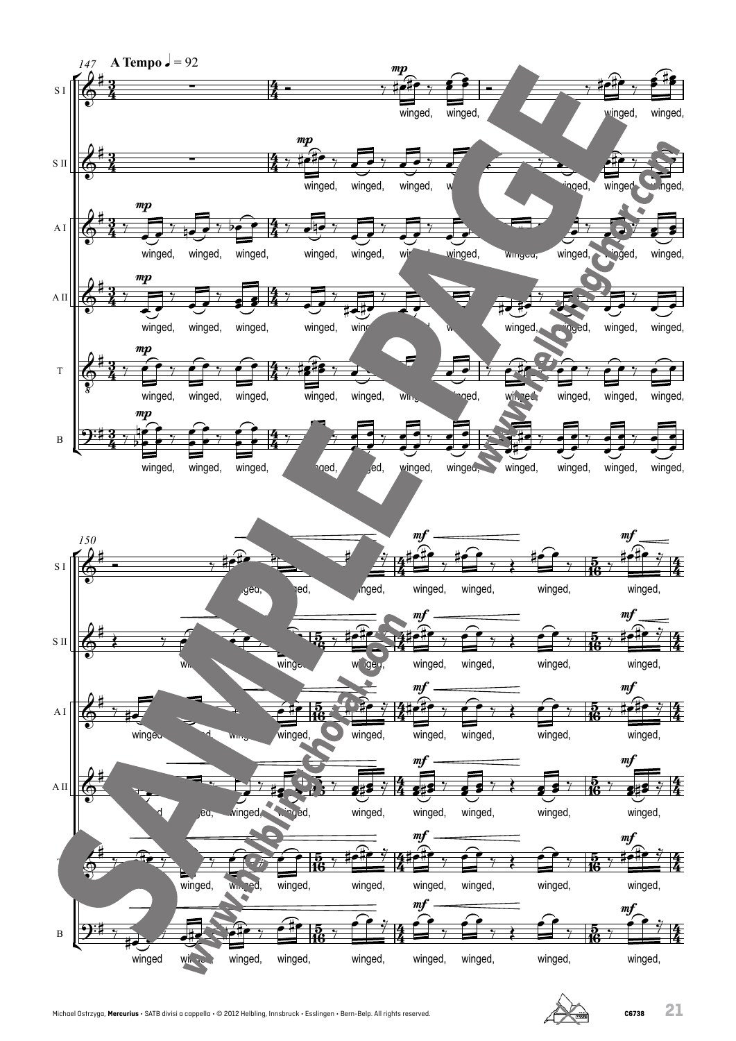147 **A Tempo** ♩ = 92

S I

S II

A I

A II

T

B

*mp*

winged, winged, winged, winged, winged, winged, winged, winged, winged, winged,

150

*mf*

winged, winged, winged, winged,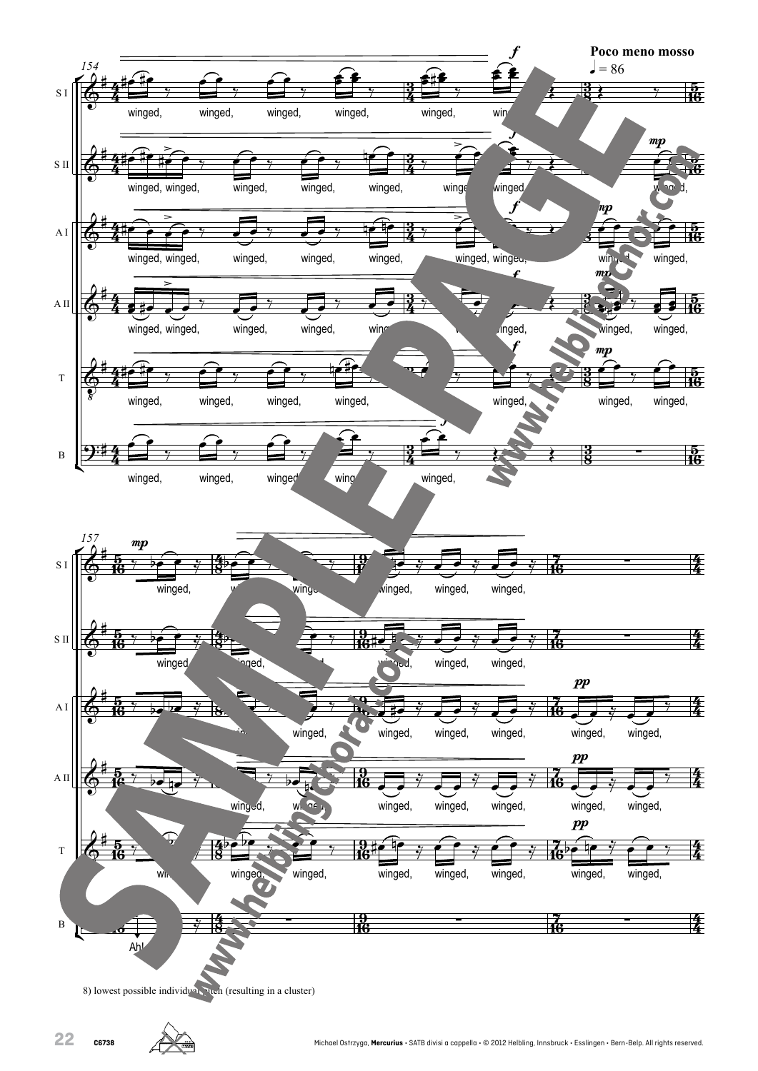8) lowest possible individual pitch (resulting in a cluster)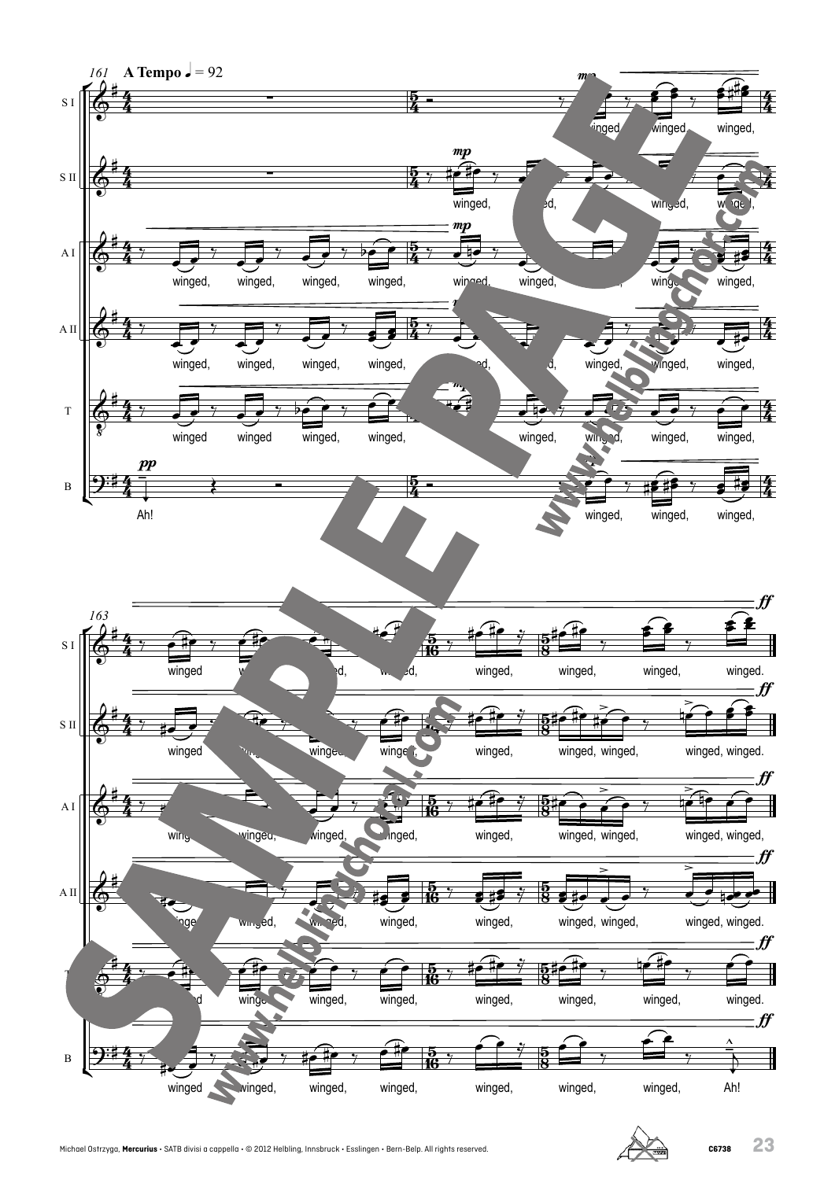161 **A Tempo** ♩ = 92

S I: winged, winged, winged,

S II: winged, winged, winged, winged,

A I: winged, winged, winged, winged, winged, winged, winged, winged,

A II: winged, winged, winged, winged, winged, winged, winged,

T: winged winged winged, winged, winged, winged, winged, winged,

B: Ah! winged, winged, winged,

163

S I: winged winged, winged, winged, winged, winged. *ff*

S II: winged winged, winged, winged, winged, winged, winged. *ff*

A I: winged, winged, winged, winged, winged, winged, winged, winged, *ff*

A II: winged, winged, winged, winged, winged, winged. *ff*

T: winged, winged, winged, winged, winged, winged. *ff*

B: winged winged, winged, winged, winged, winged, winged, Ah! *ff*

SAMPLE PAGE
www.helblingchoral.com